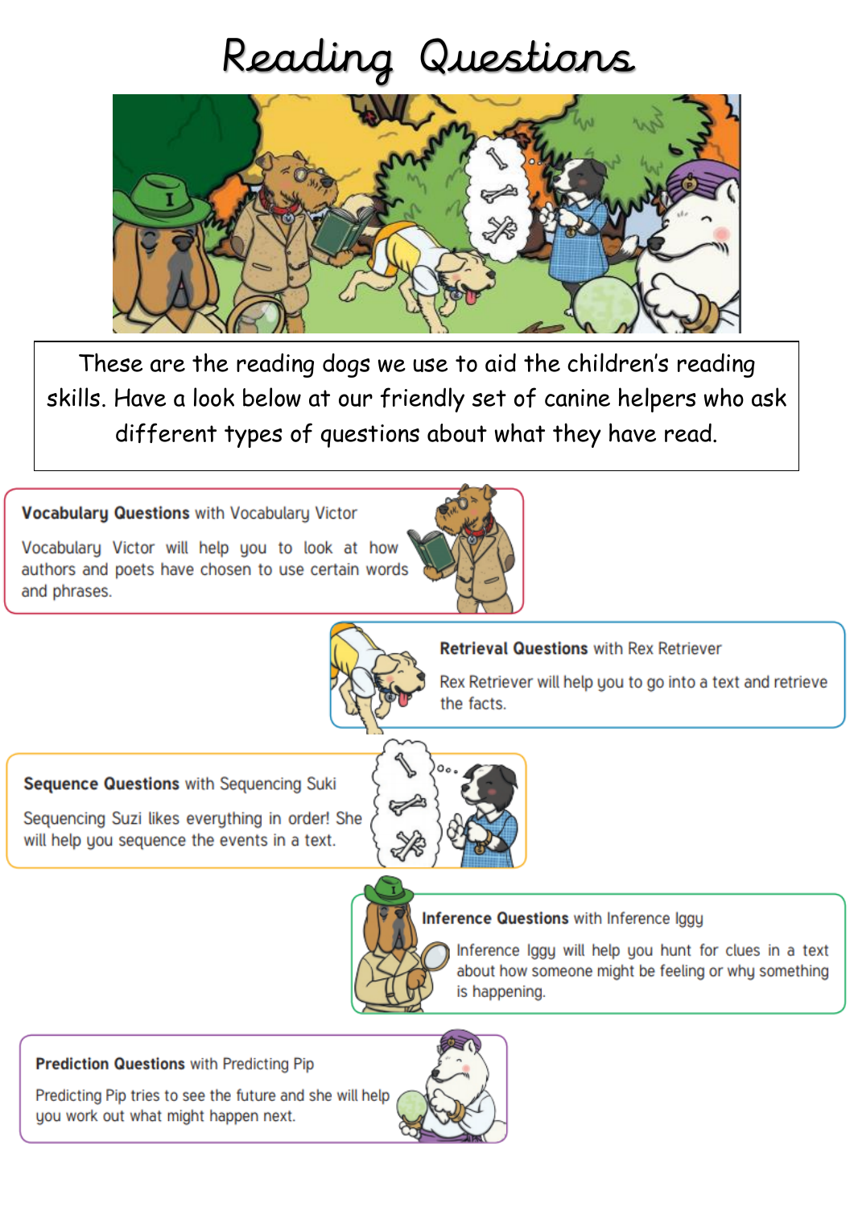# Reading Questions

These are the reading dogs we use to aid the children's reading skills. Have a look below at our friendly set of canine helpers who ask different types of questions about what they have read.

**Vocabulary Questions** with Vocabulary Victor

Vocabulary Victor will help you to look at how authors and poets have chosen to use certain words and phrases.

**Retrieval Questions** with Rex Retriever

Rex Retriever will help you to go into a text and retrieve the facts.

**Sequence Questions** with Sequencing Suki

Sequencing Suzi likes everything in order! She will help you sequence the events in a text.

**Inference Questions** with Inference Iggy

Inference Iggy will help you hunt for clues in a text about how someone might be feeling or why something is happening.

**Prediction Questions** with Predicting Pip

Predicting Pip tries to see the future and she will help you work out what might happen next.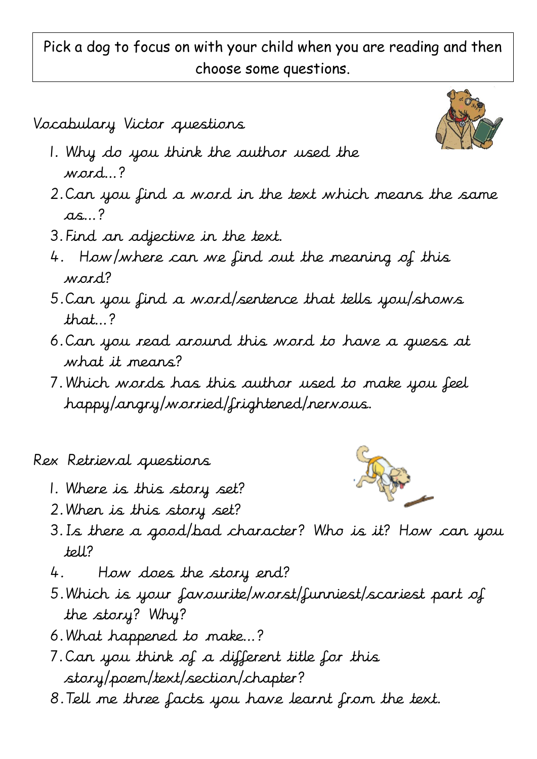Pick a dog to focus on with your child when you are reading and then choose some questions.

## Vocabulary Victor questions

1. Why do you think the author used the word...?
2. Can you find a word in the text which means the same as...?
3. Find an adjective in the text.
4. How/where can we find out the meaning of this word?
5. Can you find a word/sentence that tells you/shows that...?
6. Can you read around this word to have a guess at what it means?
7. Which words has this author used to make you feel happy/angry/worried/frightened/nervous.

## Rex Retrieval questions

1. Where is this story set?
2. When is this story set?
3. Is there a good/bad character? Who is it? How can you tell?
4. How does the story end?
5. Which is your favourite/worst/funniest/scariest part of the story? Why?
6. What happened to make...?
7. Can you think of a different title for this story/poem/text/section/chapter?
8. Tell me three facts you have learnt from the text.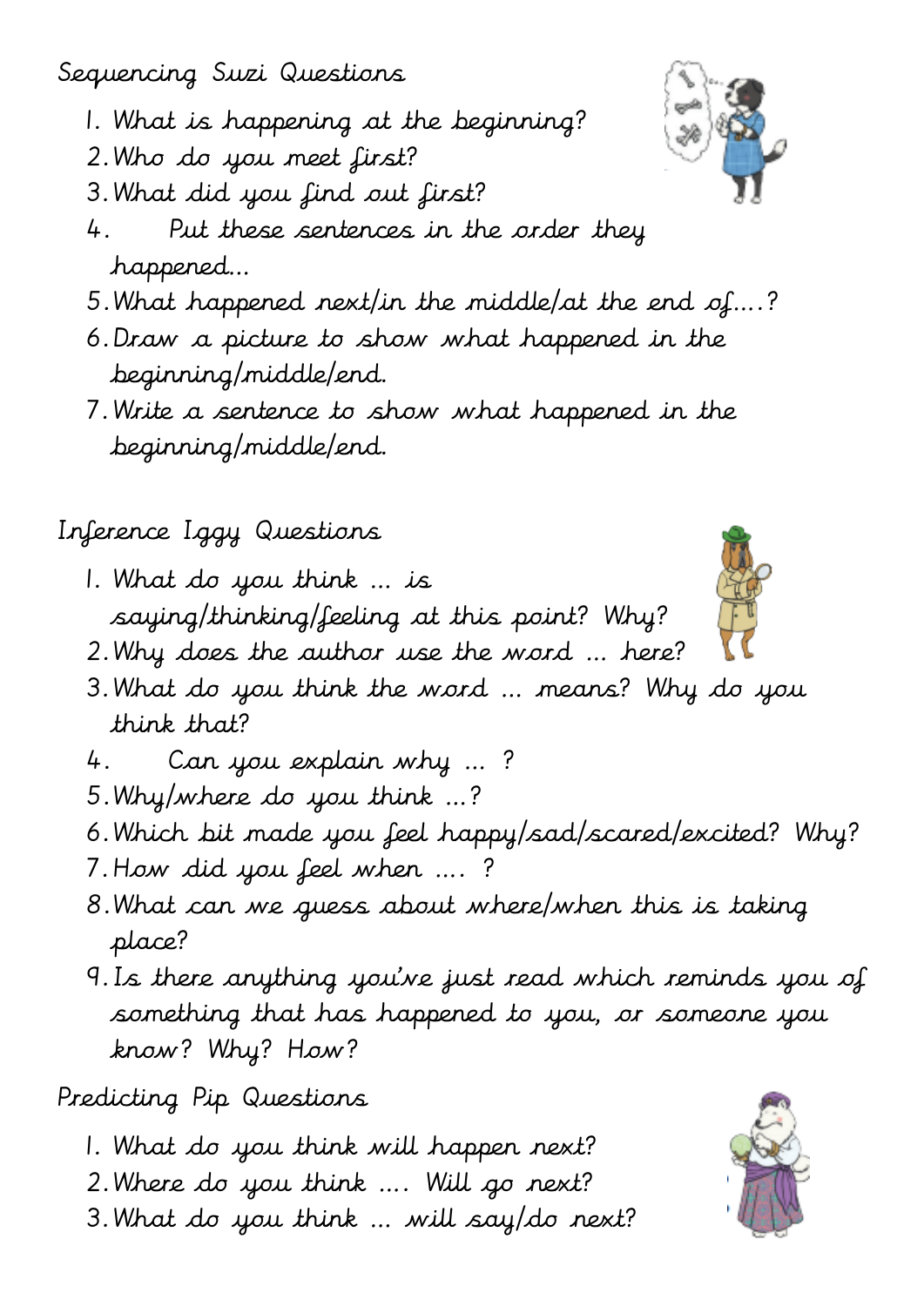## Sequencing Suzi Questions

1. What is happening at the beginning?
2. Who do you meet first?
3. What did you find out first?
4. Put these sentences in the order they happened...
5. What happened next/in the middle/at the end of....?
6. Draw a picture to show what happened in the beginning/middle/end.
7. Write a sentence to show what happened in the beginning/middle/end.

## Inference Iggy Questions

1. What do you think ... is saying/thinking/feeling at this point? Why?
2. Why does the author use the word ... here?
3. What do you think the word ... means? Why do you think that?
4. Can you explain why ... ?
5. Why/where do you think ...?
6. Which bit made you feel happy/sad/scared/excited? Why?
7. How did you feel when .... ?
8. What can we guess about where/when this is taking place?
9. Is there anything you've just read which reminds you of something that has happened to you, or someone you know? Why? How?

## Predicting Pip Questions

1. What do you think will happen next?
2. Where do you think .... Will go next?
3. What do you think ... will say/do next?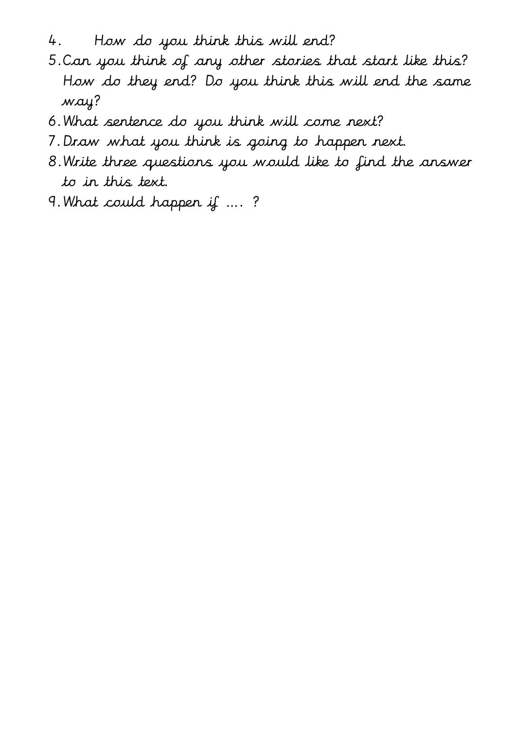4. How do you think this will end?
5. Can you think of any other stories that start like this? How do they end? Do you think this will end the same way?
6. What sentence do you think will come next?
7. Draw what you think is going to happen next.
8. Write three questions you would like to find the answer to in this text.
9. What could happen if .... ?